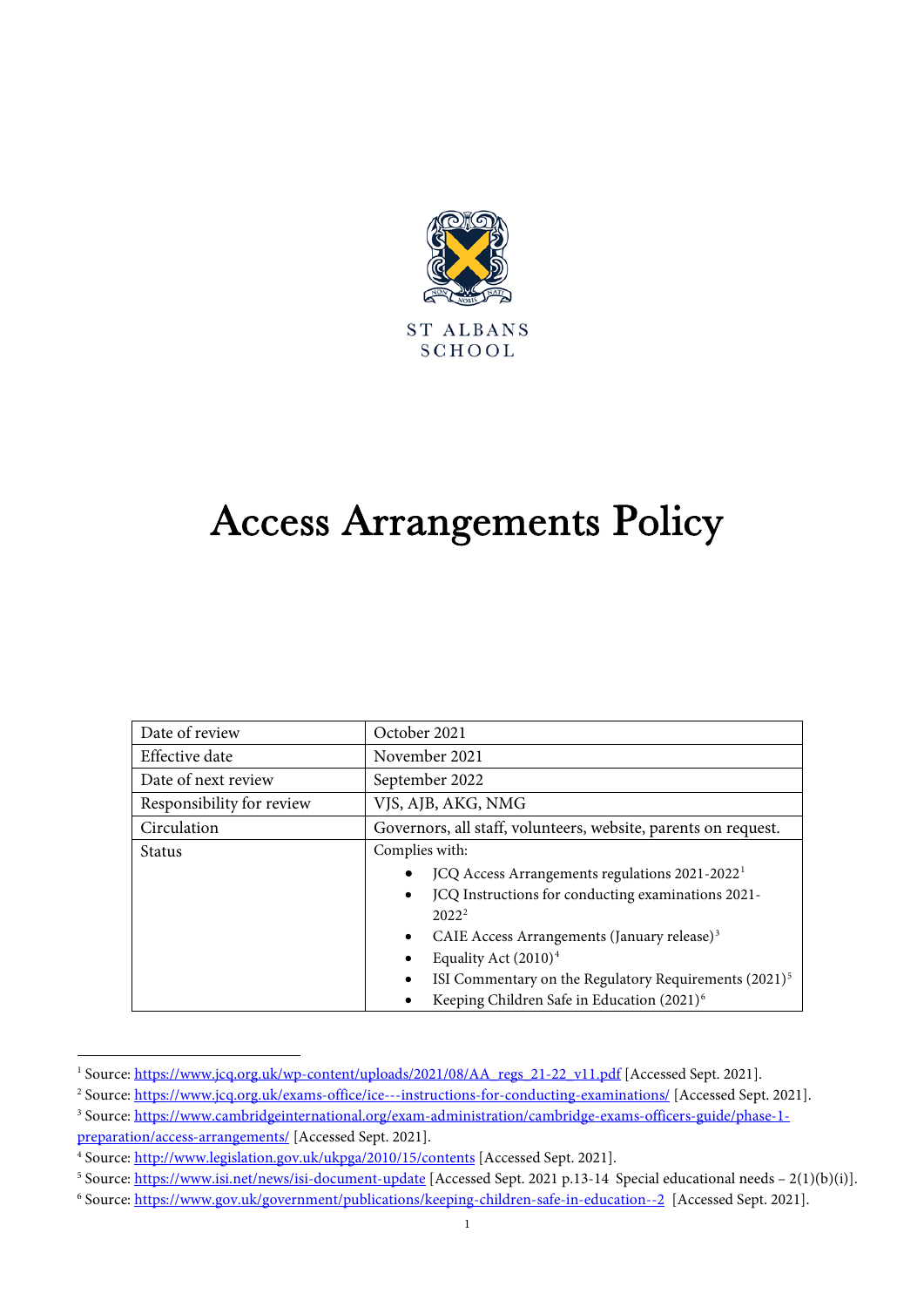ST ALBANS SCHOOL

# Access Arrangements Policy

| Date of review | October 2021 |
|---|---|
| Effective date | November 2021 |
| Date of next review | September 2022 |
| Responsibility for review | VJS, AJB, AKG, NMG |
| Circulation | Governors, all staff, volunteers, website, parents on request. |
| Status | Complies with:<br>• JCQ Access Arrangements regulations 2021-2022[1]<br>• JCQ Instructions for conducting examinations 2021-2022[2]<br>• CAIE Access Arrangements (January release)[3]<br>• Equality Act (2010)[4]<br>• ISI Commentary on the Regulatory Requirements (2021)[5]<br>• Keeping Children Safe in Education (2021)[6] |

[1] Source: https://www.jcq.org.uk/wp-content/uploads/2021/08/AA_regs_21-22_v11.pdf [Accessed Sept. 2021].

[2] Source: https://www.jcq.org.uk/exams-office/ice---instructions-for-conducting-examinations/ [Accessed Sept. 2021].

[3] Source: https://www.cambridgeinternational.org/exam-administration/cambridge-exams-officers-guide/phase-1-preparation/access-arrangements/ [Accessed Sept. 2021].

[4] Source: http://www.legislation.gov.uk/ukpga/2010/15/contents [Accessed Sept. 2021].

[5] Source: https://www.isi.net/news/isi-document-update [Accessed Sept. 2021 p.13-14 Special educational needs – 2(1)(b)(i)].

[6] Source: https://www.gov.uk/government/publications/keeping-children-safe-in-education--2 [Accessed Sept. 2021].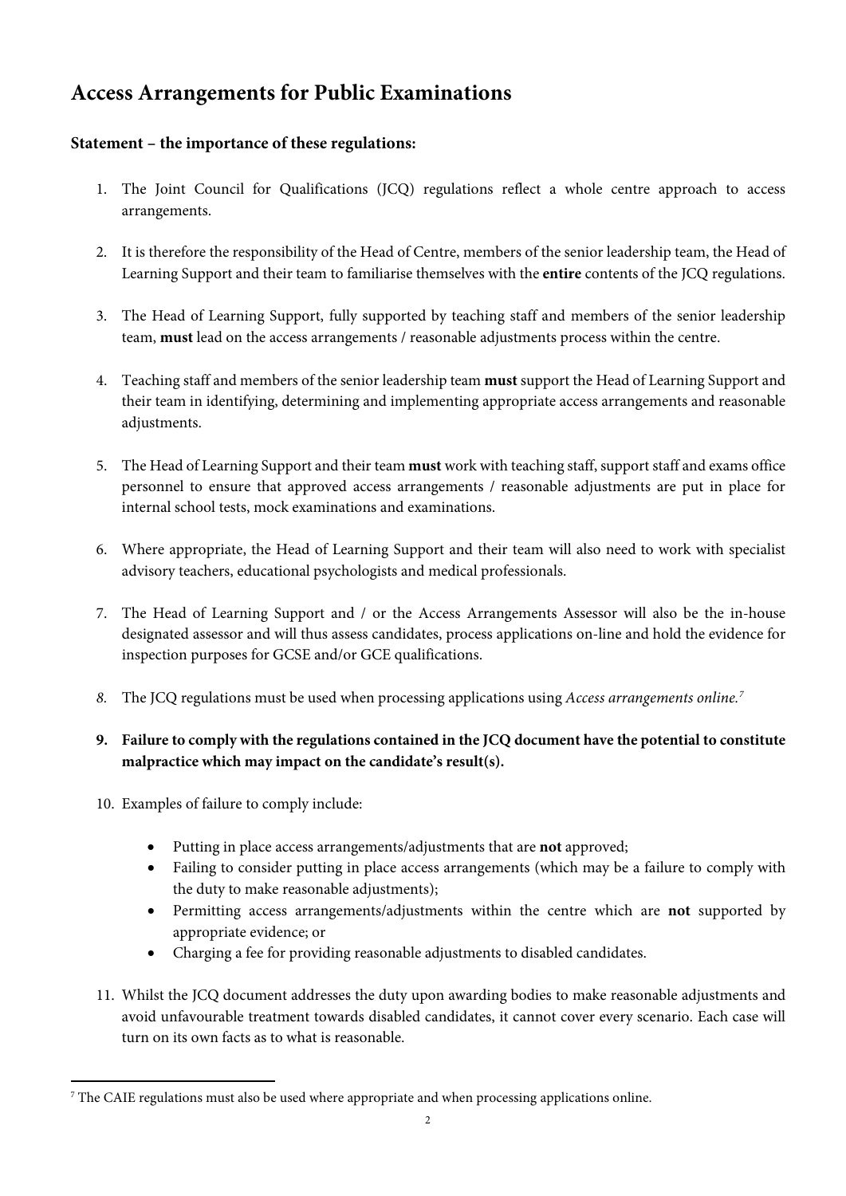# Access Arrangements for Public Examinations

**Statement – the importance of these regulations:**

1. The Joint Council for Qualifications (JCQ) regulations reflect a whole centre approach to access arrangements.

2. It is therefore the responsibility of the Head of Centre, members of the senior leadership team, the Head of Learning Support and their team to familiarise themselves with the **entire** contents of the JCQ regulations.

3. The Head of Learning Support, fully supported by teaching staff and members of the senior leadership team, **must** lead on the access arrangements / reasonable adjustments process within the centre.

4. Teaching staff and members of the senior leadership team **must** support the Head of Learning Support and their team in identifying, determining and implementing appropriate access arrangements and reasonable adjustments.

5. The Head of Learning Support and their team **must** work with teaching staff, support staff and exams office personnel to ensure that approved access arrangements / reasonable adjustments are put in place for internal school tests, mock examinations and examinations.

6. Where appropriate, the Head of Learning Support and their team will also need to work with specialist advisory teachers, educational psychologists and medical professionals.

7. The Head of Learning Support and / or the Access Arrangements Assessor will also be the in-house designated assessor and will thus assess candidates, process applications on-line and hold the evidence for inspection purposes for GCSE and/or GCE qualifications.

8. The JCQ regulations must be used when processing applications using *Access arrangements online.*[7]

9. **Failure to comply with the regulations contained in the JCQ document have the potential to constitute malpractice which may impact on the candidate's result(s).**

10. Examples of failure to comply include:

    - Putting in place access arrangements/adjustments that are **not** approved;
    - Failing to consider putting in place access arrangements (which may be a failure to comply with the duty to make reasonable adjustments);
    - Permitting access arrangements/adjustments within the centre which are **not** supported by appropriate evidence; or
    - Charging a fee for providing reasonable adjustments to disabled candidates.

11. Whilst the JCQ document addresses the duty upon awarding bodies to make reasonable adjustments and avoid unfavourable treatment towards disabled candidates, it cannot cover every scenario. Each case will turn on its own facts as to what is reasonable.

---

[7] The CAIE regulations must also be used where appropriate and when processing applications online.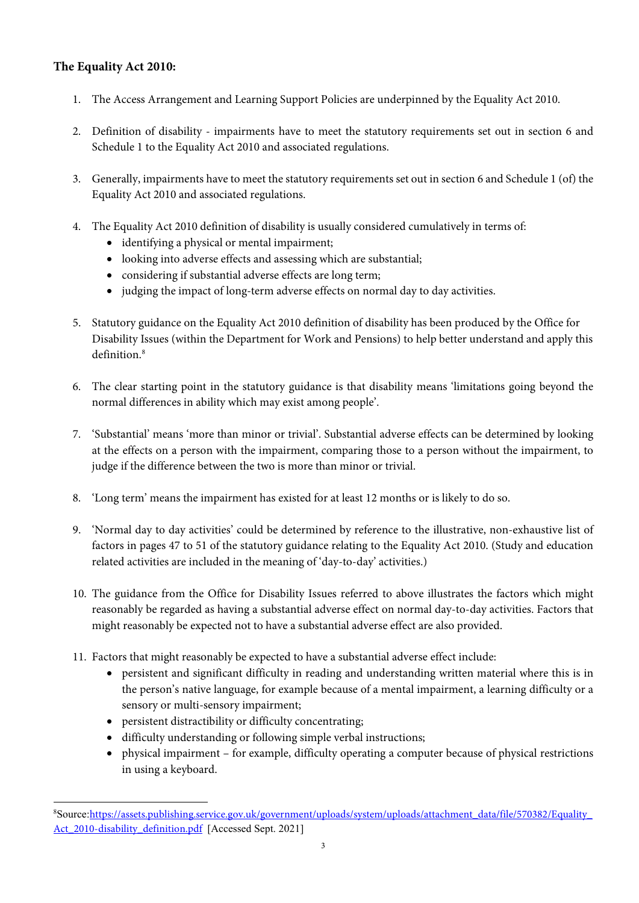**The Equality Act 2010:**

1. The Access Arrangement and Learning Support Policies are underpinned by the Equality Act 2010.

2. Definition of disability - impairments have to meet the statutory requirements set out in section 6 and Schedule 1 to the Equality Act 2010 and associated regulations.

3. Generally, impairments have to meet the statutory requirements set out in section 6 and Schedule 1 (of) the Equality Act 2010 and associated regulations.

4. The Equality Act 2010 definition of disability is usually considered cumulatively in terms of:
   - identifying a physical or mental impairment;
   - looking into adverse effects and assessing which are substantial;
   - considering if substantial adverse effects are long term;
   - judging the impact of long-term adverse effects on normal day to day activities.

5. Statutory guidance on the Equality Act 2010 definition of disability has been produced by the Office for Disability Issues (within the Department for Work and Pensions) to help better understand and apply this definition.[8]

6. The clear starting point in the statutory guidance is that disability means 'limitations going beyond the normal differences in ability which may exist among people'.

7. 'Substantial' means 'more than minor or trivial'. Substantial adverse effects can be determined by looking at the effects on a person with the impairment, comparing those to a person without the impairment, to judge if the difference between the two is more than minor or trivial.

8. 'Long term' means the impairment has existed for at least 12 months or is likely to do so.

9. 'Normal day to day activities' could be determined by reference to the illustrative, non-exhaustive list of factors in pages 47 to 51 of the statutory guidance relating to the Equality Act 2010. (Study and education related activities are included in the meaning of 'day-to-day' activities.)

10. The guidance from the Office for Disability Issues referred to above illustrates the factors which might reasonably be regarded as having a substantial adverse effect on normal day-to-day activities. Factors that might reasonably be expected not to have a substantial adverse effect are also provided.

11. Factors that might reasonably be expected to have a substantial adverse effect include:
    - persistent and significant difficulty in reading and understanding written material where this is in the person's native language, for example because of a mental impairment, a learning difficulty or a sensory or multi-sensory impairment;
    - persistent distractibility or difficulty concentrating;
    - difficulty understanding or following simple verbal instructions;
    - physical impairment – for example, difficulty operating a computer because of physical restrictions in using a keyboard.

---

[8]Source:https://assets.publishing.service.gov.uk/government/uploads/system/uploads/attachment_data/file/570382/Equality_Act_2010-disability_definition.pdf [Accessed Sept. 2021]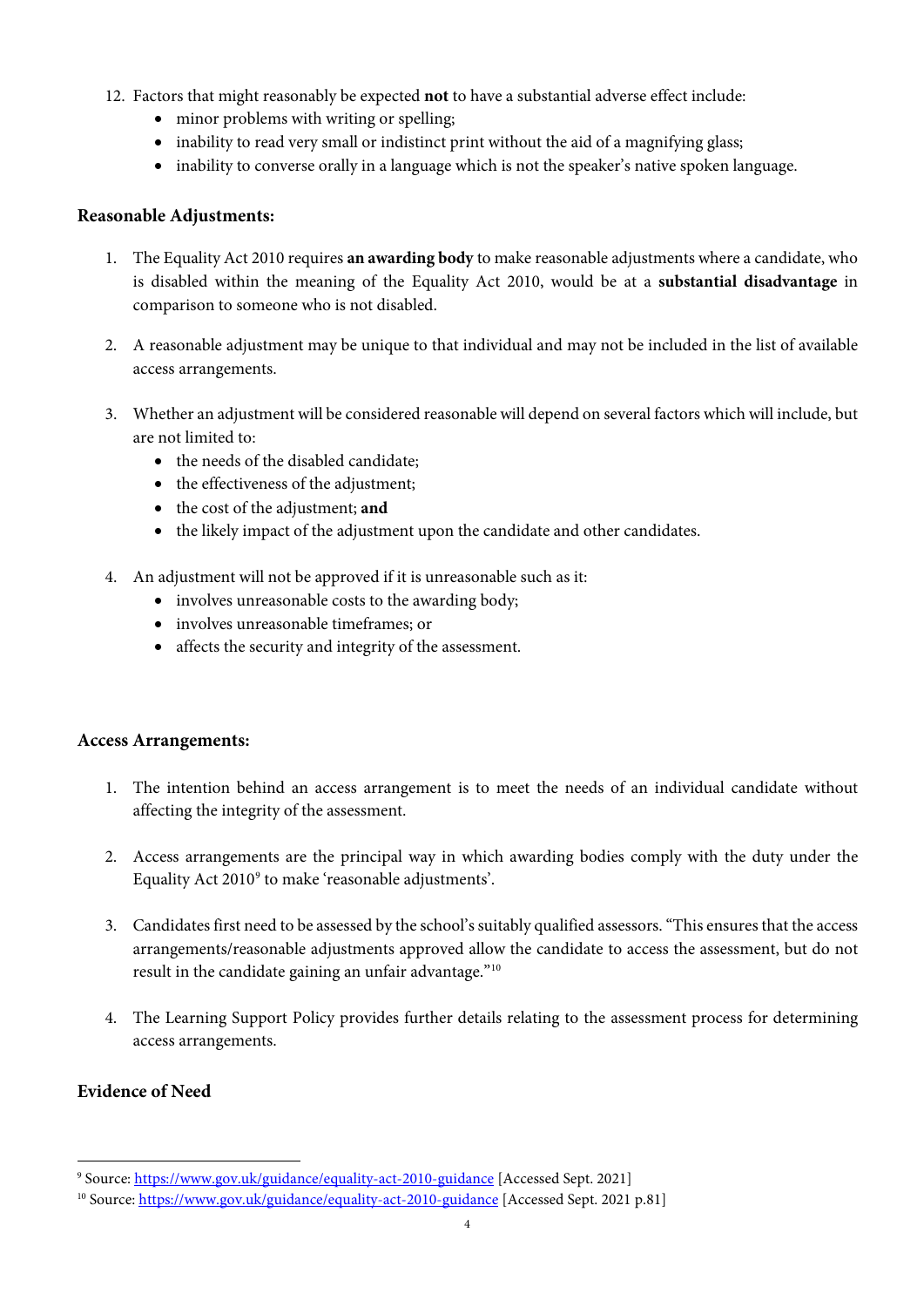12. Factors that might reasonably be expected **not** to have a substantial adverse effect include:
    - minor problems with writing or spelling;
    - inability to read very small or indistinct print without the aid of a magnifying glass;
    - inability to converse orally in a language which is not the speaker's native spoken language.

**Reasonable Adjustments:**

1. The Equality Act 2010 requires **an awarding body** to make reasonable adjustments where a candidate, who is disabled within the meaning of the Equality Act 2010, would be at a **substantial disadvantage** in comparison to someone who is not disabled.

2. A reasonable adjustment may be unique to that individual and may not be included in the list of available access arrangements.

3. Whether an adjustment will be considered reasonable will depend on several factors which will include, but are not limited to:
    - the needs of the disabled candidate;
    - the effectiveness of the adjustment;
    - the cost of the adjustment; **and**
    - the likely impact of the adjustment upon the candidate and other candidates.

4. An adjustment will not be approved if it is unreasonable such as it:
    - involves unreasonable costs to the awarding body;
    - involves unreasonable timeframes; or
    - affects the security and integrity of the assessment.

**Access Arrangements:**

1. The intention behind an access arrangement is to meet the needs of an individual candidate without affecting the integrity of the assessment.

2. Access arrangements are the principal way in which awarding bodies comply with the duty under the Equality Act 2010[9] to make 'reasonable adjustments'.

3. Candidates first need to be assessed by the school's suitably qualified assessors. "This ensures that the access arrangements/reasonable adjustments approved allow the candidate to access the assessment, but do not result in the candidate gaining an unfair advantage."[10]

4. The Learning Support Policy provides further details relating to the assessment process for determining access arrangements.

**Evidence of Need**

[9] Source: https://www.gov.uk/guidance/equality-act-2010-guidance [Accessed Sept. 2021]

[10] Source: https://www.gov.uk/guidance/equality-act-2010-guidance [Accessed Sept. 2021 p.81]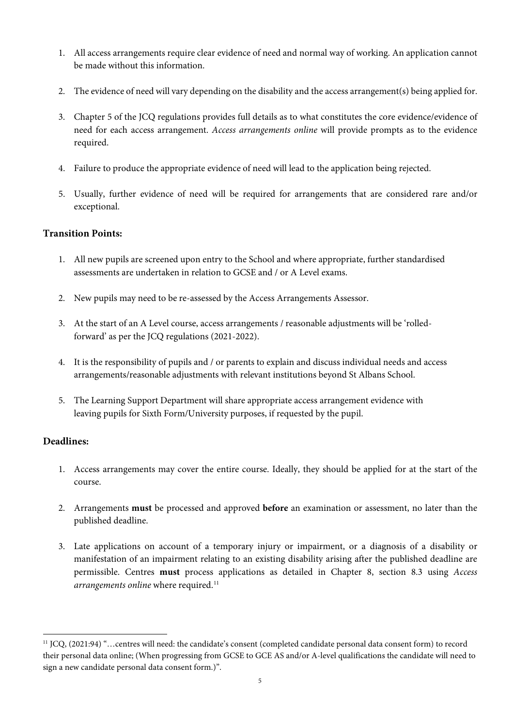1. All access arrangements require clear evidence of need and normal way of working. An application cannot be made without this information.

2. The evidence of need will vary depending on the disability and the access arrangement(s) being applied for.

3. Chapter 5 of the JCQ regulations provides full details as to what constitutes the core evidence/evidence of need for each access arrangement. *Access arrangements online* will provide prompts as to the evidence required.

4. Failure to produce the appropriate evidence of need will lead to the application being rejected.

5. Usually, further evidence of need will be required for arrangements that are considered rare and/or exceptional.

**Transition Points:**

1. All new pupils are screened upon entry to the School and where appropriate, further standardised assessments are undertaken in relation to GCSE and / or A Level exams.

2. New pupils may need to be re-assessed by the Access Arrangements Assessor.

3. At the start of an A Level course, access arrangements / reasonable adjustments will be 'rolled-forward' as per the JCQ regulations (2021-2022).

4. It is the responsibility of pupils and / or parents to explain and discuss individual needs and access arrangements/reasonable adjustments with relevant institutions beyond St Albans School.

5. The Learning Support Department will share appropriate access arrangement evidence with leaving pupils for Sixth Form/University purposes, if requested by the pupil.

**Deadlines:**

1. Access arrangements may cover the entire course. Ideally, they should be applied for at the start of the course.

2. Arrangements **must** be processed and approved **before** an examination or assessment, no later than the published deadline.

3. Late applications on account of a temporary injury or impairment, or a diagnosis of a disability or manifestation of an impairment relating to an existing disability arising after the published deadline are permissible. Centres **must** process applications as detailed in Chapter 8, section 8.3 using *Access arrangements online* where required.[11]

[11] JCQ, (2021:94) "…centres will need: the candidate's consent (completed candidate personal data consent form) to record their personal data online; (When progressing from GCSE to GCE AS and/or A-level qualifications the candidate will need to sign a new candidate personal data consent form.)".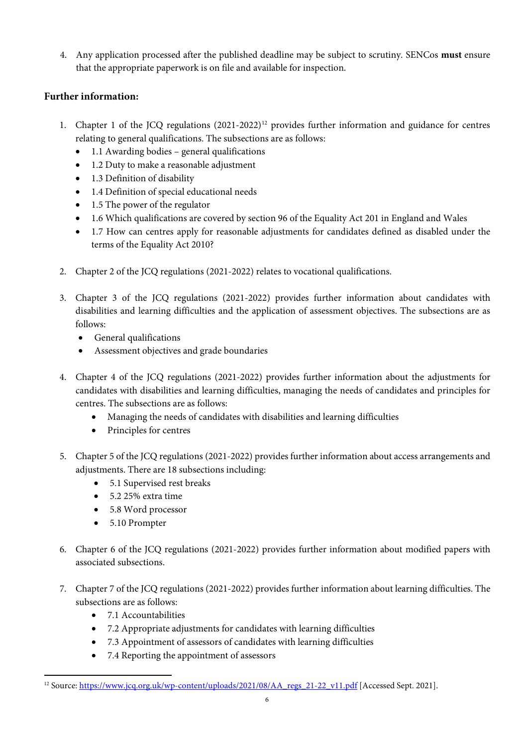4. Any application processed after the published deadline may be subject to scrutiny. SENCos **must** ensure that the appropriate paperwork is on file and available for inspection.

**Further information:**

1. Chapter 1 of the JCQ regulations (2021-2022)[12] provides further information and guidance for centres relating to general qualifications. The subsections are as follows:
   - 1.1 Awarding bodies – general qualifications
   - 1.2 Duty to make a reasonable adjustment
   - 1.3 Definition of disability
   - 1.4 Definition of special educational needs
   - 1.5 The power of the regulator
   - 1.6 Which qualifications are covered by section 96 of the Equality Act 201 in England and Wales
   - 1.7 How can centres apply for reasonable adjustments for candidates defined as disabled under the terms of the Equality Act 2010?

2. Chapter 2 of the JCQ regulations (2021-2022) relates to vocational qualifications.

3. Chapter 3 of the JCQ regulations (2021-2022) provides further information about candidates with disabilities and learning difficulties and the application of assessment objectives. The subsections are as follows:
   - General qualifications
   - Assessment objectives and grade boundaries

4. Chapter 4 of the JCQ regulations (2021-2022) provides further information about the adjustments for candidates with disabilities and learning difficulties, managing the needs of candidates and principles for centres. The subsections are as follows:
   - Managing the needs of candidates with disabilities and learning difficulties
   - Principles for centres

5. Chapter 5 of the JCQ regulations (2021-2022) provides further information about access arrangements and adjustments. There are 18 subsections including:
   - 5.1 Supervised rest breaks
   - 5.2 25% extra time
   - 5.8 Word processor
   - 5.10 Prompter

6. Chapter 6 of the JCQ regulations (2021-2022) provides further information about modified papers with associated subsections.

7. Chapter 7 of the JCQ regulations (2021-2022) provides further information about learning difficulties. The subsections are as follows:
   - 7.1 Accountabilities
   - 7.2 Appropriate adjustments for candidates with learning difficulties
   - 7.3 Appointment of assessors of candidates with learning difficulties
   - 7.4 Reporting the appointment of assessors

[12] Source: https://www.jcq.org.uk/wp-content/uploads/2021/08/AA_regs_21-22_v11.pdf [Accessed Sept. 2021].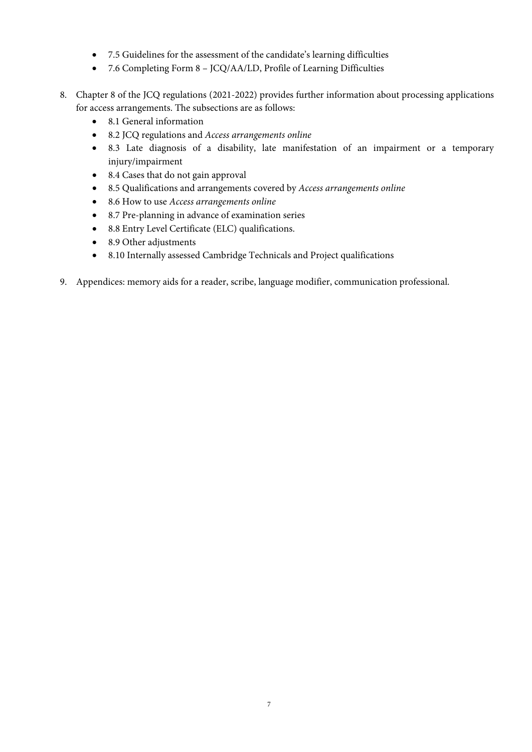- 7.5 Guidelines for the assessment of the candidate's learning difficulties
- 7.6 Completing Form 8 – JCQ/AA/LD, Profile of Learning Difficulties

8. Chapter 8 of the JCQ regulations (2021-2022) provides further information about processing applications for access arrangements. The subsections are as follows:
    - 8.1 General information
    - 8.2 JCQ regulations and *Access arrangements online*
    - 8.3 Late diagnosis of a disability, late manifestation of an impairment or a temporary injury/impairment
    - 8.4 Cases that do not gain approval
    - 8.5 Qualifications and arrangements covered by *Access arrangements online*
    - 8.6 How to use *Access arrangements online*
    - 8.7 Pre-planning in advance of examination series
    - 8.8 Entry Level Certificate (ELC) qualifications.
    - 8.9 Other adjustments
    - 8.10 Internally assessed Cambridge Technicals and Project qualifications

9. Appendices: memory aids for a reader, scribe, language modifier, communication professional.